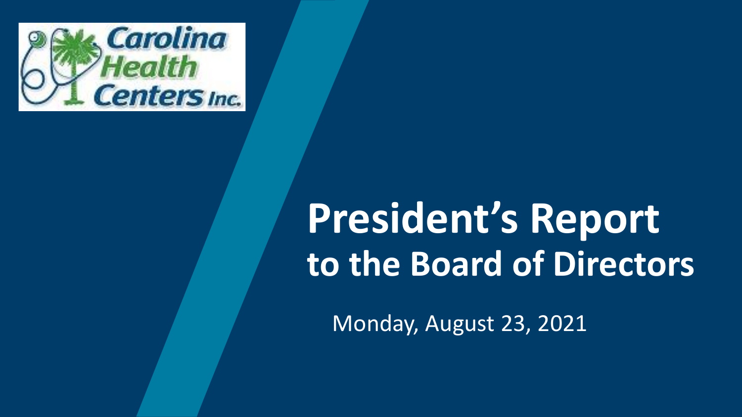Carolina Health Centers Inc.

# President's Report to the Board of Directors

Monday, August 23, 2021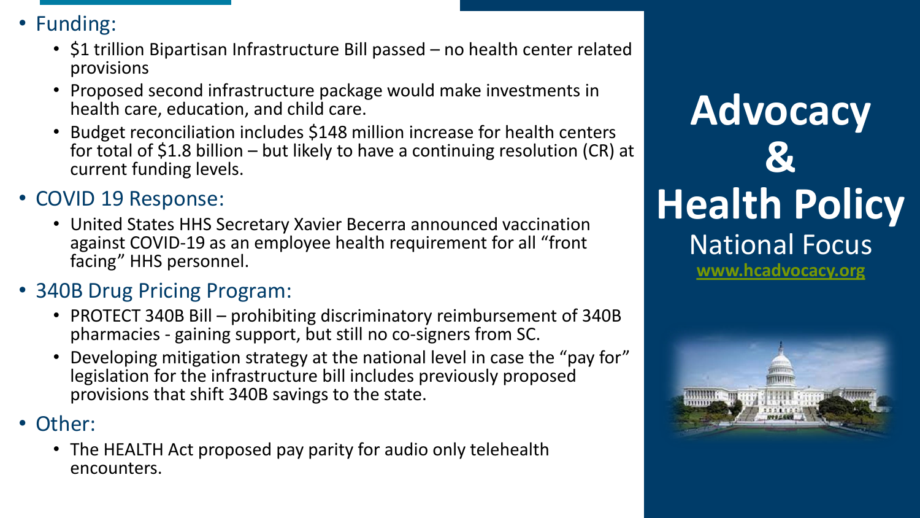# Advocacy & Health Policy

## National Focus

www.hcadvocacy.org

- Funding:
  - $1 trillion Bipartisan Infrastructure Bill passed – no health center related provisions
  - Proposed second infrastructure package would make investments in health care, education, and child care.
  - Budget reconciliation includes $148 million increase for health centers for total of $1.8 billion – but likely to have a continuing resolution (CR) at current funding levels.
- COVID 19 Response:
  - United States HHS Secretary Xavier Becerra announced vaccination against COVID-19 as an employee health requirement for all "front facing" HHS personnel.
- 340B Drug Pricing Program:
  - PROTECT 340B Bill – prohibiting discriminatory reimbursement of 340B pharmacies - gaining support, but still no co-signers from SC.
  - Developing mitigation strategy at the national level in case the "pay for" legislation for the infrastructure bill includes previously proposed provisions that shift 340B savings to the state.
- Other:
  - The HEALTH Act proposed pay parity for audio only telehealth encounters.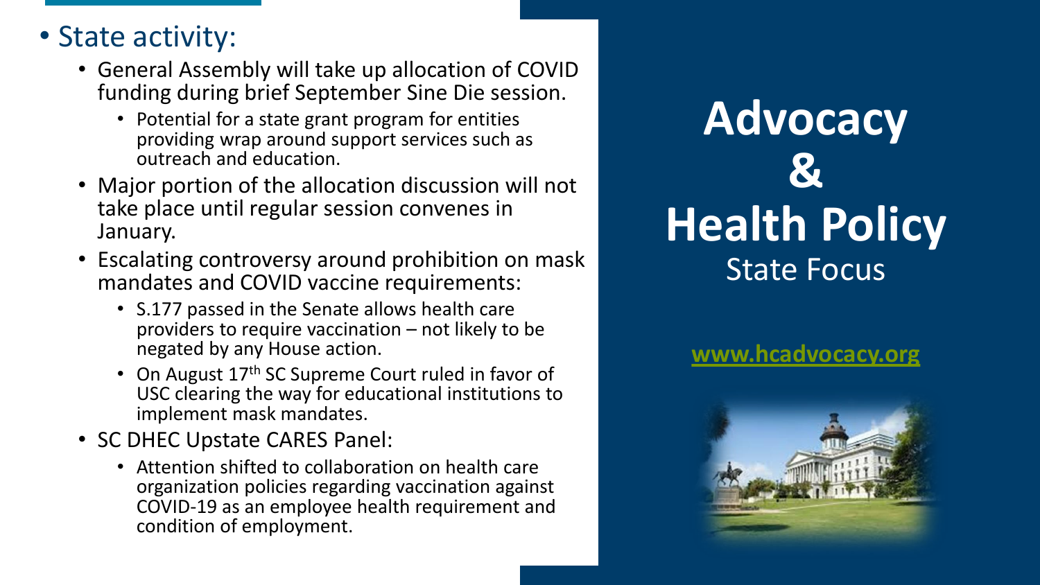# Advocacy & Health Policy

## State Focus

www.hcadvocacy.org

- State activity:
  - General Assembly will take up allocation of COVID funding during brief September Sine Die session.
    - Potential for a state grant program for entities providing wrap around support services such as outreach and education.
  - Major portion of the allocation discussion will not take place until regular session convenes in January.
  - Escalating controversy around prohibition on mask mandates and COVID vaccine requirements:
    - S.177 passed in the Senate allows health care providers to require vaccination – not likely to be negated by any House action.
    - On August 17th SC Supreme Court ruled in favor of USC clearing the way for educational institutions to implement mask mandates.
  - SC DHEC Upstate CARES Panel:
    - Attention shifted to collaboration on health care organization policies regarding vaccination against COVID-19 as an employee health requirement and condition of employment.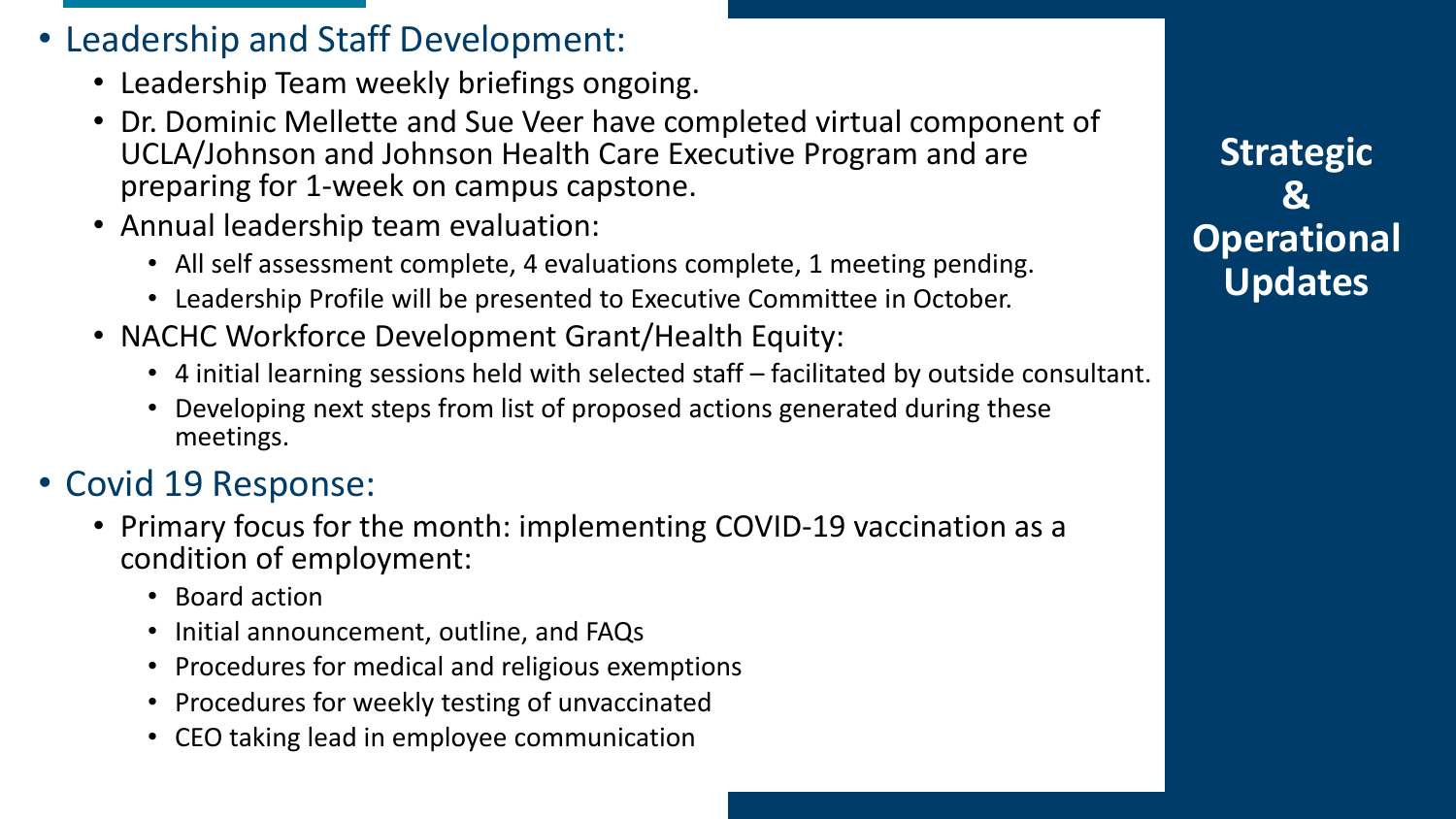# Strategic & Operational Updates

- Leadership and Staff Development:
  - Leadership Team weekly briefings ongoing.
  - Dr. Dominic Mellette and Sue Veer have completed virtual component of UCLA/Johnson and Johnson Health Care Executive Program and are preparing for 1-week on campus capstone.
  - Annual leadership team evaluation:
    - All self assessment complete, 4 evaluations complete, 1 meeting pending.
    - Leadership Profile will be presented to Executive Committee in October.
  - NACHC Workforce Development Grant/Health Equity:
    - 4 initial learning sessions held with selected staff – facilitated by outside consultant.
    - Developing next steps from list of proposed actions generated during these meetings.
- Covid 19 Response:
  - Primary focus for the month: implementing COVID-19 vaccination as a condition of employment:
    - Board action
    - Initial announcement, outline, and FAQs
    - Procedures for medical and religious exemptions
    - Procedures for weekly testing of unvaccinated
    - CEO taking lead in employee communication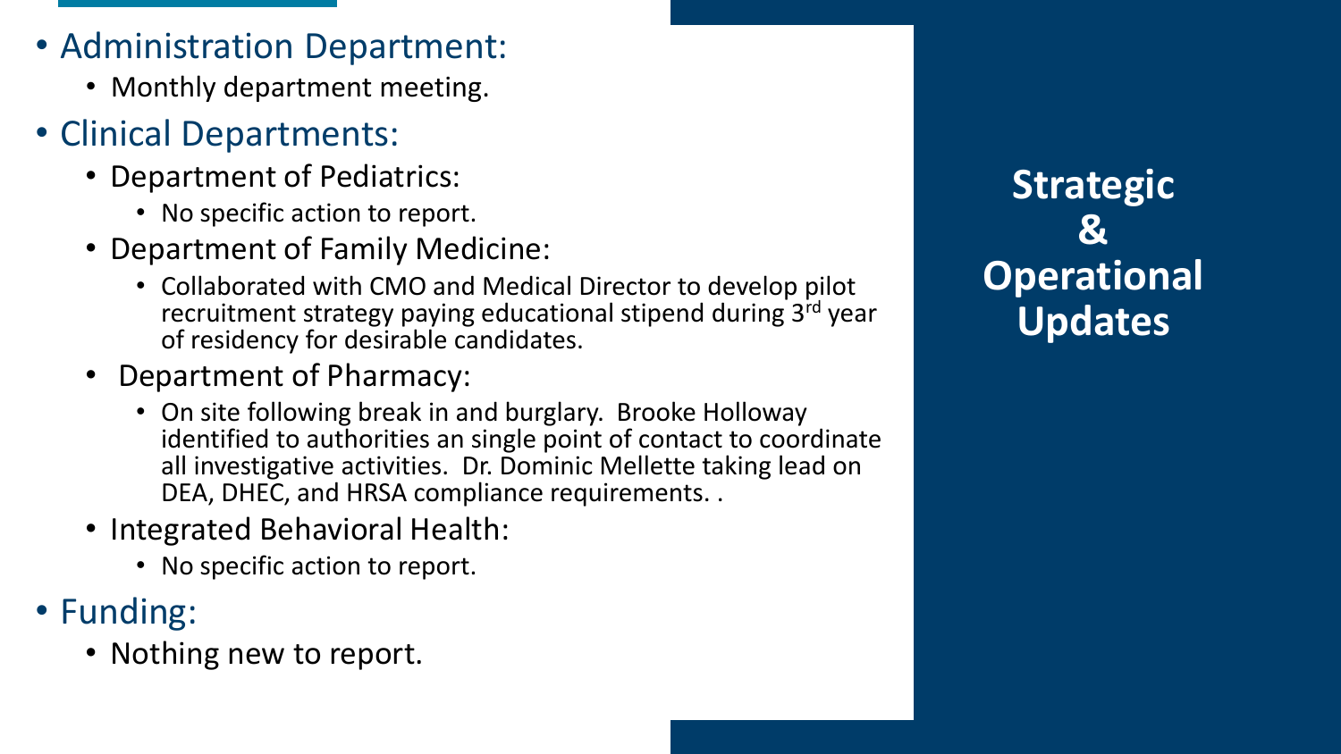# Strategic & Operational Updates

- Administration Department:
  - Monthly department meeting.
- Clinical Departments:
  - Department of Pediatrics:
    - No specific action to report.
  - Department of Family Medicine:
    - Collaborated with CMO and Medical Director to develop pilot recruitment strategy paying educational stipend during 3rd year of residency for desirable candidates.
  - Department of Pharmacy:
    - On site following break in and burglary. Brooke Holloway identified to authorities an single point of contact to coordinate all investigative activities. Dr. Dominic Mellette taking lead on DEA, DHEC, and HRSA compliance requirements. .
  - Integrated Behavioral Health:
    - No specific action to report.
- Funding:
  - Nothing new to report.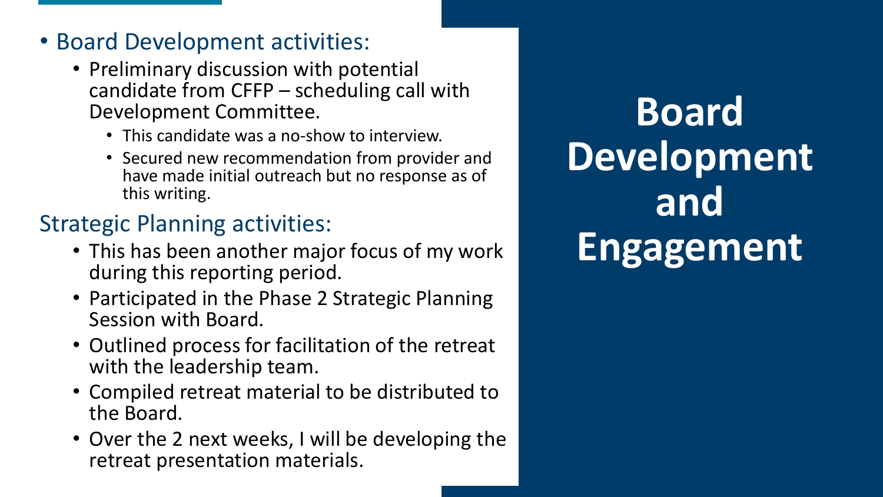# Board Development and Engagement

- Board Development activities:
  - Preliminary discussion with potential candidate from CFFP – scheduling call with Development Committee.
    - This candidate was a no-show to interview.
    - Secured new recommendation from provider and have made initial outreach but no response as of this writing.

Strategic Planning activities:

- This has been another major focus of my work during this reporting period.
- Participated in the Phase 2 Strategic Planning Session with Board.
- Outlined process for facilitation of the retreat with the leadership team.
- Compiled retreat material to be distributed to the Board.
- Over the 2 next weeks, I will be developing the retreat presentation materials.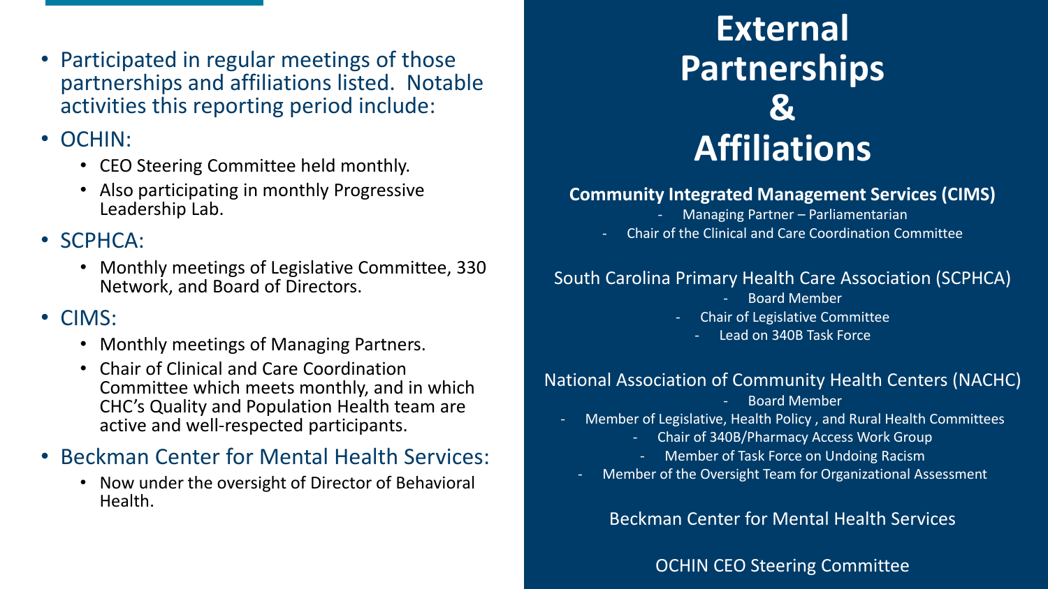- Participated in regular meetings of those partnerships and affiliations listed. Notable activities this reporting period include:
- OCHIN:
  - CEO Steering Committee held monthly.
  - Also participating in monthly Progressive Leadership Lab.
- SCPHCA:
  - Monthly meetings of Legislative Committee, 330 Network, and Board of Directors.
- CIMS:
  - Monthly meetings of Managing Partners.
  - Chair of Clinical and Care Coordination Committee which meets monthly, and in which CHC's Quality and Population Health team are active and well-respected participants.
- Beckman Center for Mental Health Services:
  - Now under the oversight of Director of Behavioral Health.

# External Partnerships & Affiliations

**Community Integrated Management Services (CIMS)**

- Managing Partner – Parliamentarian
- Chair of the Clinical and Care Coordination Committee

South Carolina Primary Health Care Association (SCPHCA)

- Board Member
- Chair of Legislative Committee
- Lead on 340B Task Force

National Association of Community Health Centers (NACHC)

- Board Member
- Member of Legislative, Health Policy , and Rural Health Committees
- Chair of 340B/Pharmacy Access Work Group
- Member of Task Force on Undoing Racism
- Member of the Oversight Team for Organizational Assessment

Beckman Center for Mental Health Services

OCHIN CEO Steering Committee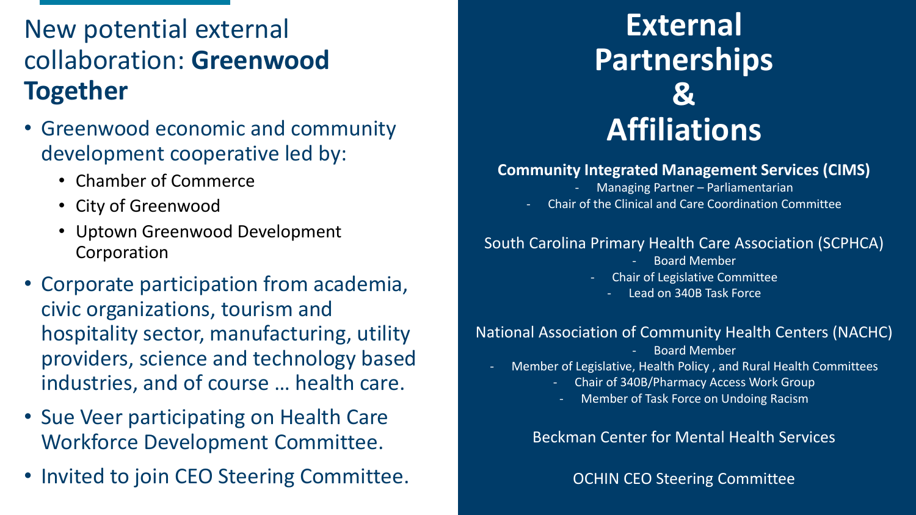## New potential external collaboration: **Greenwood Together**

- Greenwood economic and community development cooperative led by:
  - Chamber of Commerce
  - City of Greenwood
  - Uptown Greenwood Development Corporation
- Corporate participation from academia, civic organizations, tourism and hospitality sector, manufacturing, utility providers, science and technology based industries, and of course … health care.
- Sue Veer participating on Health Care Workforce Development Committee.
- Invited to join CEO Steering Committee.

# External Partnerships & Affiliations

**Community Integrated Management Services (CIMS)**

- Managing Partner – Parliamentarian
- Chair of the Clinical and Care Coordination Committee

South Carolina Primary Health Care Association (SCPHCA)

- Board Member
- Chair of Legislative Committee
- Lead on 340B Task Force

National Association of Community Health Centers (NACHC)

- Board Member
- Member of Legislative, Health Policy , and Rural Health Committees
- Chair of 340B/Pharmacy Access Work Group
- Member of Task Force on Undoing Racism

Beckman Center for Mental Health Services

OCHIN CEO Steering Committee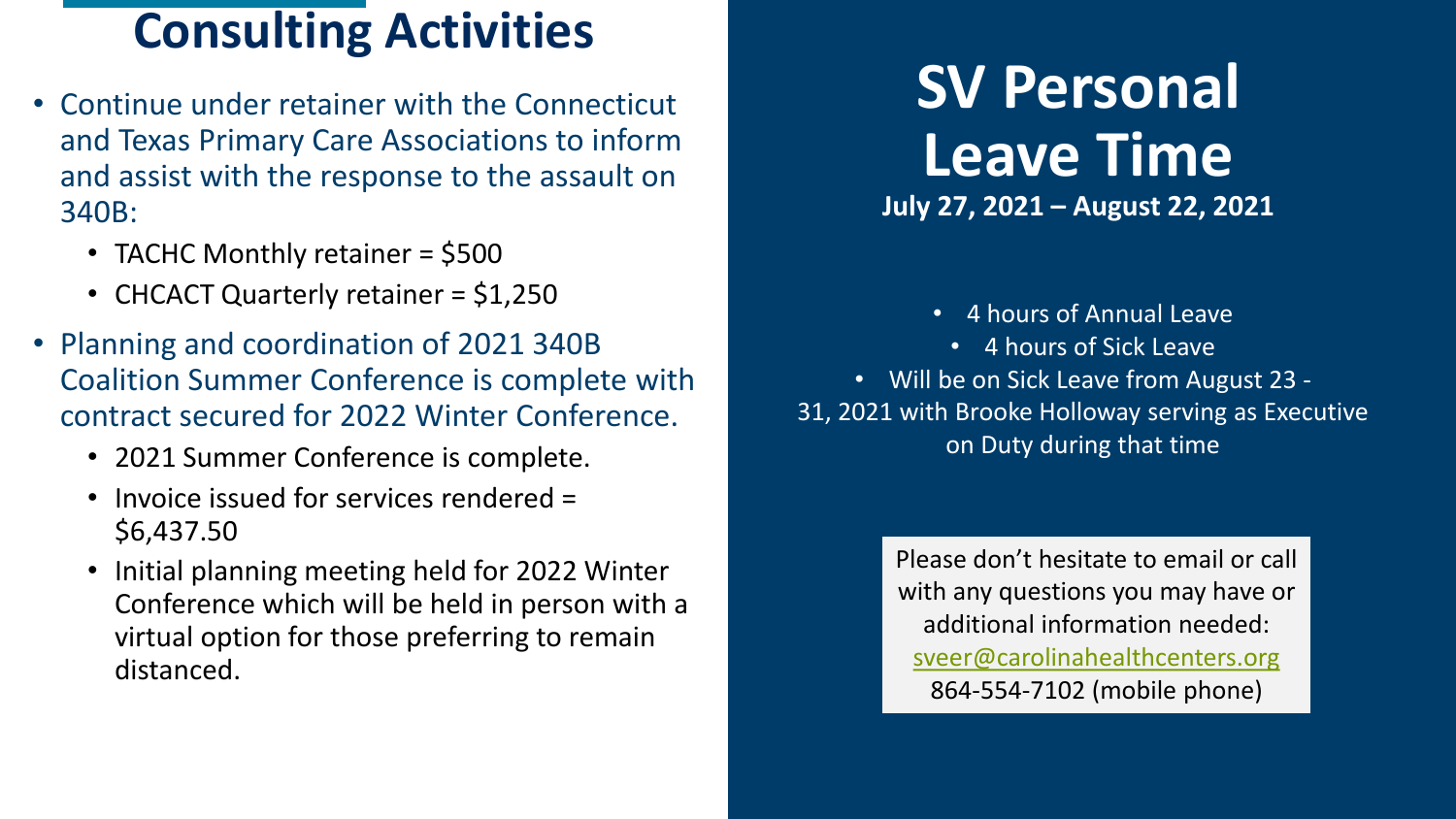# Consulting Activities

- Continue under retainer with the Connecticut and Texas Primary Care Associations to inform and assist with the response to the assault on 340B:
  - TACHC Monthly retainer = $500
  - CHCACT Quarterly retainer = $1,250
- Planning and coordination of 2021 340B Coalition Summer Conference is complete with contract secured for 2022 Winter Conference.
  - 2021 Summer Conference is complete.
  - Invoice issued for services rendered = $6,437.50
  - Initial planning meeting held for 2022 Winter Conference which will be held in person with a virtual option for those preferring to remain distanced.

# SV Personal Leave Time

**July 27, 2021 – August 22, 2021**

- 4 hours of Annual Leave
- 4 hours of Sick Leave
- Will be on Sick Leave from August 23 - 31, 2021 with Brooke Holloway serving as Executive on Duty during that time

Please don't hesitate to email or call with any questions you may have or additional information needed:
sveer@carolinahealthcenters.org
864-554-7102 (mobile phone)